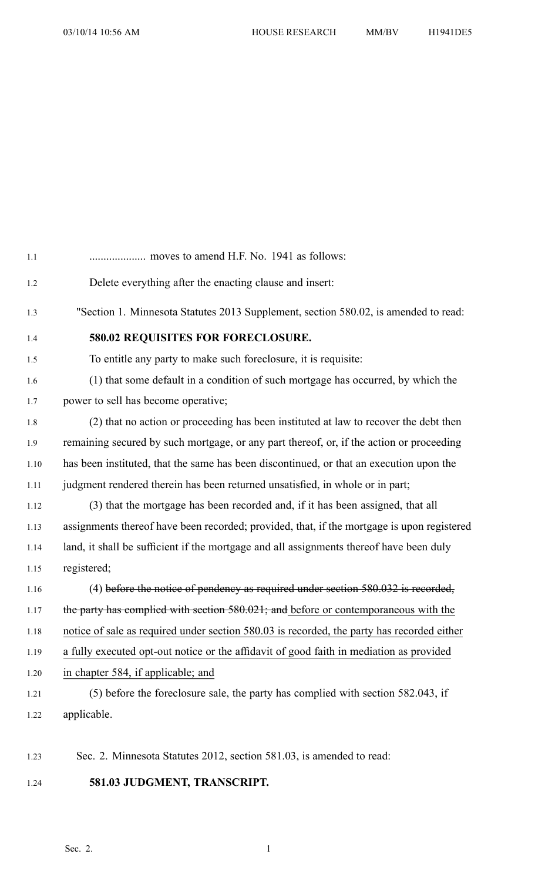.................... moves to amend H.F. No. 1941 as follows:

Delete everything after the enacting clause and insert:

"Section 1. Minnesota Statutes 2013 Supplement, section 580.02, is amended to read:

**580.02 REQUISITES FOR FORECLOSURE.**

To entitle any party to make such foreclosure, it is requisite:

(1) that some default in a condition of such mortgage has occurred, by which the power to sell has become operative;

(2) that no action or proceeding has been instituted at law to recover the debt then remaining secured by such mortgage, or any part thereof, or, if the action or proceeding has been instituted, that the same has been discontinued, or that an execution upon the judgment rendered therein has been returned unsatisfied, in whole or in part;

(3) that the mortgage has been recorded and, if it has been assigned, that all assignments thereof have been recorded; provided, that, if the mortgage is upon registered land, it shall be sufficient if the mortgage and all assignments thereof have been duly registered;

(4) ~~before the notice of pendency as required under section 580.032 is recorded, the party has complied with section 580.021; and~~ before or contemporaneous with the notice of sale as required under section 580.03 is recorded, the party has recorded either a fully executed opt-out notice or the affidavit of good faith in mediation as provided in chapter 584, if applicable; and

(5) before the foreclosure sale, the party has complied with section 582.043, if applicable.

Sec. 2. Minnesota Statutes 2012, section 581.03, is amended to read:

**581.03 JUDGMENT, TRANSCRIPT.**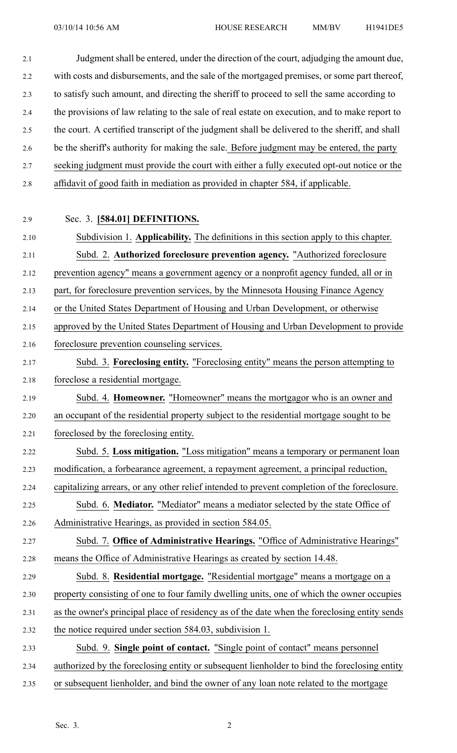Judgment shall be entered, under the direction of the court, adjudging the amount due, with costs and disbursements, and the sale of the mortgaged premises, or some part thereof, to satisfy such amount, and directing the sheriff to proceed to sell the same according to the provisions of law relating to the sale of real estate on execution, and to make report to the court. A certified transcript of the judgment shall be delivered to the sheriff, and shall be the sheriff's authority for making the sale. Before judgment may be entered, the party seeking judgment must provide the court with either a fully executed opt-out notice or the affidavit of good faith in mediation as provided in chapter 584, if applicable.

Sec. 3. **[584.01] DEFINITIONS.**

Subdivision 1. **Applicability.** The definitions in this section apply to this chapter.

Subd. 2. **Authorized foreclosure prevention agency.** "Authorized foreclosure prevention agency" means a government agency or a nonprofit agency funded, all or in part, for foreclosure prevention services, by the Minnesota Housing Finance Agency or the United States Department of Housing and Urban Development, or otherwise approved by the United States Department of Housing and Urban Development to provide foreclosure prevention counseling services.

Subd. 3. **Foreclosing entity.** "Foreclosing entity" means the person attempting to foreclose a residential mortgage.

Subd. 4. **Homeowner.** "Homeowner" means the mortgagor who is an owner and an occupant of the residential property subject to the residential mortgage sought to be foreclosed by the foreclosing entity.

Subd. 5. **Loss mitigation.** "Loss mitigation" means a temporary or permanent loan modification, a forbearance agreement, a repayment agreement, a principal reduction, capitalizing arrears, or any other relief intended to prevent completion of the foreclosure.

Subd. 6. **Mediator.** "Mediator" means a mediator selected by the state Office of Administrative Hearings, as provided in section 584.05.

Subd. 7. **Office of Administrative Hearings.** "Office of Administrative Hearings" means the Office of Administrative Hearings as created by section 14.48.

Subd. 8. **Residential mortgage.** "Residential mortgage" means a mortgage on a property consisting of one to four family dwelling units, one of which the owner occupies as the owner's principal place of residency as of the date when the foreclosing entity sends the notice required under section 584.03, subdivision 1.

Subd. 9. **Single point of contact.** "Single point of contact" means personnel authorized by the foreclosing entity or subsequent lienholder to bind the foreclosing entity or subsequent lienholder, and bind the owner of any loan note related to the mortgage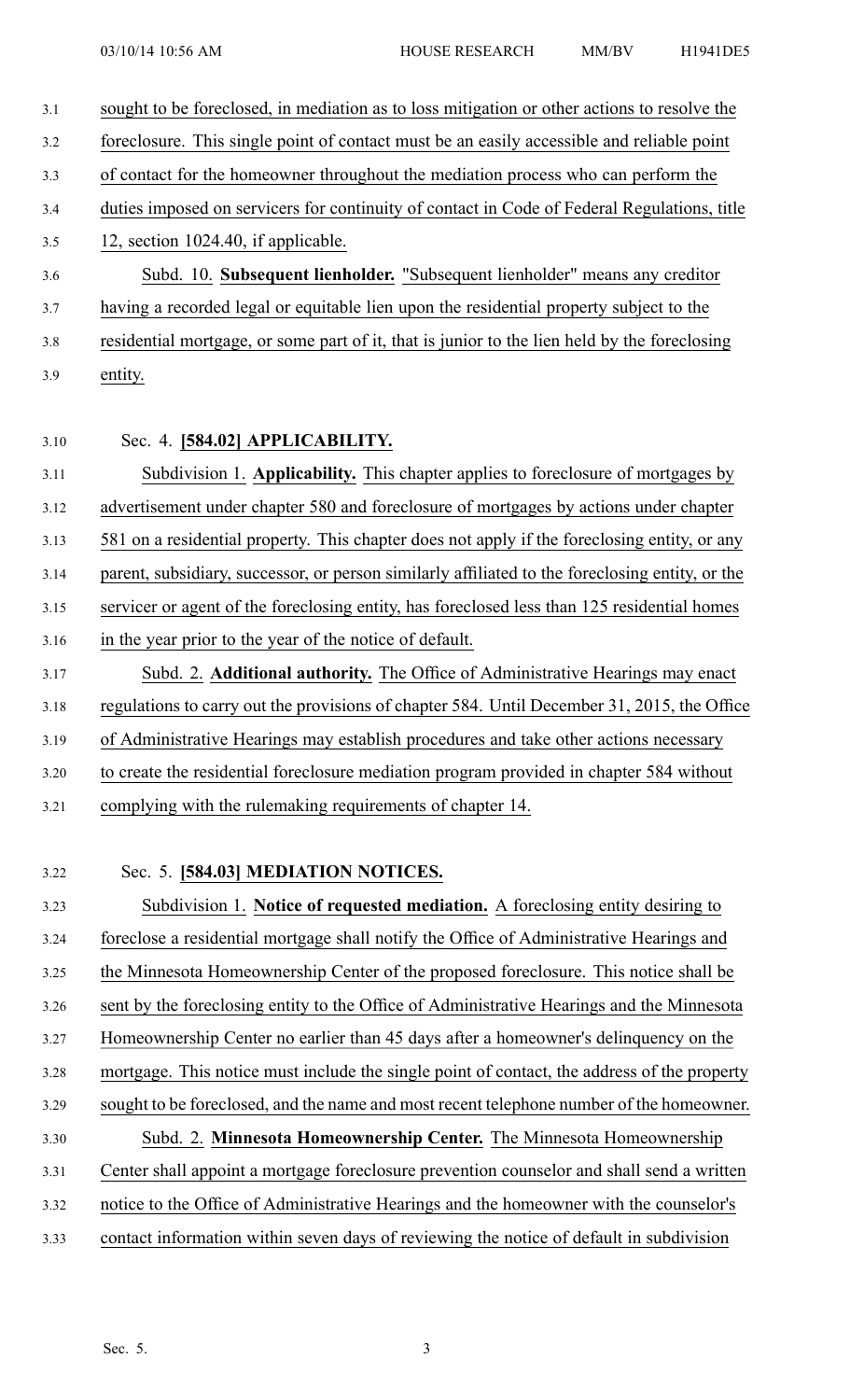sought to be foreclosed, in mediation as to loss mitigation or other actions to resolve the foreclosure. This single point of contact must be an easily accessible and reliable point of contact for the homeowner throughout the mediation process who can perform the duties imposed on servicers for continuity of contact in Code of Federal Regulations, title 12, section 1024.40, if applicable.

Subd. 10. **Subsequent lienholder.** "Subsequent lienholder" means any creditor having a recorded legal or equitable lien upon the residential property subject to the residential mortgage, or some part of it, that is junior to the lien held by the foreclosing entity.

Sec. 4. **[584.02] APPLICABILITY.**

Subdivision 1. **Applicability.** This chapter applies to foreclosure of mortgages by advertisement under chapter 580 and foreclosure of mortgages by actions under chapter 581 on a residential property. This chapter does not apply if the foreclosing entity, or any parent, subsidiary, successor, or person similarly affiliated to the foreclosing entity, or the servicer or agent of the foreclosing entity, has foreclosed less than 125 residential homes in the year prior to the year of the notice of default.

Subd. 2. **Additional authority.** The Office of Administrative Hearings may enact regulations to carry out the provisions of chapter 584. Until December 31, 2015, the Office of Administrative Hearings may establish procedures and take other actions necessary to create the residential foreclosure mediation program provided in chapter 584 without complying with the rulemaking requirements of chapter 14.

Sec. 5. **[584.03] MEDIATION NOTICES.**

Subdivision 1. **Notice of requested mediation.** A foreclosing entity desiring to foreclose a residential mortgage shall notify the Office of Administrative Hearings and the Minnesota Homeownership Center of the proposed foreclosure. This notice shall be sent by the foreclosing entity to the Office of Administrative Hearings and the Minnesota Homeownership Center no earlier than 45 days after a homeowner's delinquency on the mortgage. This notice must include the single point of contact, the address of the property sought to be foreclosed, and the name and most recent telephone number of the homeowner.

Subd. 2. **Minnesota Homeownership Center.** The Minnesota Homeownership Center shall appoint a mortgage foreclosure prevention counselor and shall send a written notice to the Office of Administrative Hearings and the homeowner with the counselor's contact information within seven days of reviewing the notice of default in subdivision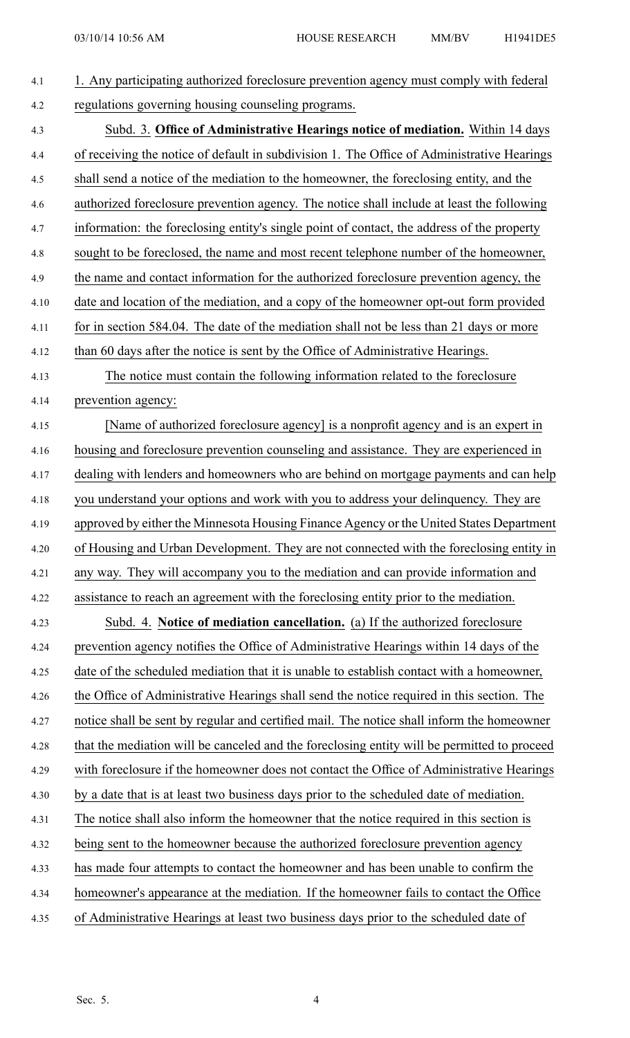1. Any participating authorized foreclosure prevention agency must comply with federal regulations governing housing counseling programs.

Subd. 3. **Office of Administrative Hearings notice of mediation.** Within 14 days of receiving the notice of default in subdivision 1. The Office of Administrative Hearings shall send a notice of the mediation to the homeowner, the foreclosing entity, and the authorized foreclosure prevention agency. The notice shall include at least the following information: the foreclosing entity's single point of contact, the address of the property sought to be foreclosed, the name and most recent telephone number of the homeowner, the name and contact information for the authorized foreclosure prevention agency, the date and location of the mediation, and a copy of the homeowner opt-out form provided for in section 584.04. The date of the mediation shall not be less than 21 days or more than 60 days after the notice is sent by the Office of Administrative Hearings.

The notice must contain the following information related to the foreclosure prevention agency:

[Name of authorized foreclosure agency] is a nonprofit agency and is an expert in housing and foreclosure prevention counseling and assistance. They are experienced in dealing with lenders and homeowners who are behind on mortgage payments and can help you understand your options and work with you to address your delinquency. They are approved by either the Minnesota Housing Finance Agency or the United States Department of Housing and Urban Development. They are not connected with the foreclosing entity in any way. They will accompany you to the mediation and can provide information and assistance to reach an agreement with the foreclosing entity prior to the mediation.

Subd. 4. **Notice of mediation cancellation.** (a) If the authorized foreclosure prevention agency notifies the Office of Administrative Hearings within 14 days of the date of the scheduled mediation that it is unable to establish contact with a homeowner, the Office of Administrative Hearings shall send the notice required in this section. The notice shall be sent by regular and certified mail. The notice shall inform the homeowner that the mediation will be canceled and the foreclosing entity will be permitted to proceed with foreclosure if the homeowner does not contact the Office of Administrative Hearings by a date that is at least two business days prior to the scheduled date of mediation. The notice shall also inform the homeowner that the notice required in this section is being sent to the homeowner because the authorized foreclosure prevention agency has made four attempts to contact the homeowner and has been unable to confirm the homeowner's appearance at the mediation. If the homeowner fails to contact the Office of Administrative Hearings at least two business days prior to the scheduled date of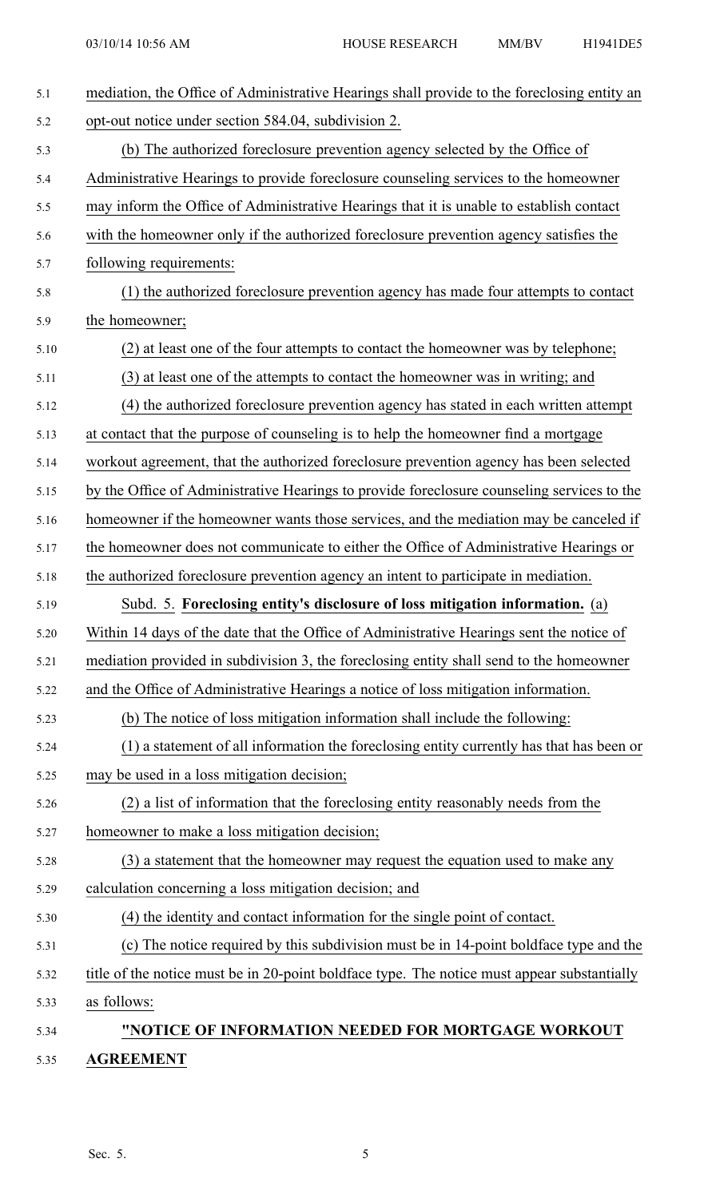mediation, the Office of Administrative Hearings shall provide to the foreclosing entity an opt-out notice under section 584.04, subdivision 2.

(b) The authorized foreclosure prevention agency selected by the Office of Administrative Hearings to provide foreclosure counseling services to the homeowner may inform the Office of Administrative Hearings that it is unable to establish contact with the homeowner only if the authorized foreclosure prevention agency satisfies the following requirements:

(1) the authorized foreclosure prevention agency has made four attempts to contact the homeowner;

(2) at least one of the four attempts to contact the homeowner was by telephone;

(3) at least one of the attempts to contact the homeowner was in writing; and

(4) the authorized foreclosure prevention agency has stated in each written attempt at contact that the purpose of counseling is to help the homeowner find a mortgage workout agreement, that the authorized foreclosure prevention agency has been selected by the Office of Administrative Hearings to provide foreclosure counseling services to the homeowner if the homeowner wants those services, and the mediation may be canceled if the homeowner does not communicate to either the Office of Administrative Hearings or the authorized foreclosure prevention agency an intent to participate in mediation.

Subd. 5. **Foreclosing entity's disclosure of loss mitigation information.** (a) Within 14 days of the date that the Office of Administrative Hearings sent the notice of mediation provided in subdivision 3, the foreclosing entity shall send to the homeowner and the Office of Administrative Hearings a notice of loss mitigation information.

(b) The notice of loss mitigation information shall include the following:

(1) a statement of all information the foreclosing entity currently has that has been or may be used in a loss mitigation decision;

(2) a list of information that the foreclosing entity reasonably needs from the homeowner to make a loss mitigation decision;

(3) a statement that the homeowner may request the equation used to make any calculation concerning a loss mitigation decision; and

(4) the identity and contact information for the single point of contact.

(c) The notice required by this subdivision must be in 14-point boldface type and the title of the notice must be in 20-point boldface type. The notice must appear substantially as follows:

**"NOTICE OF INFORMATION NEEDED FOR MORTGAGE WORKOUT AGREEMENT**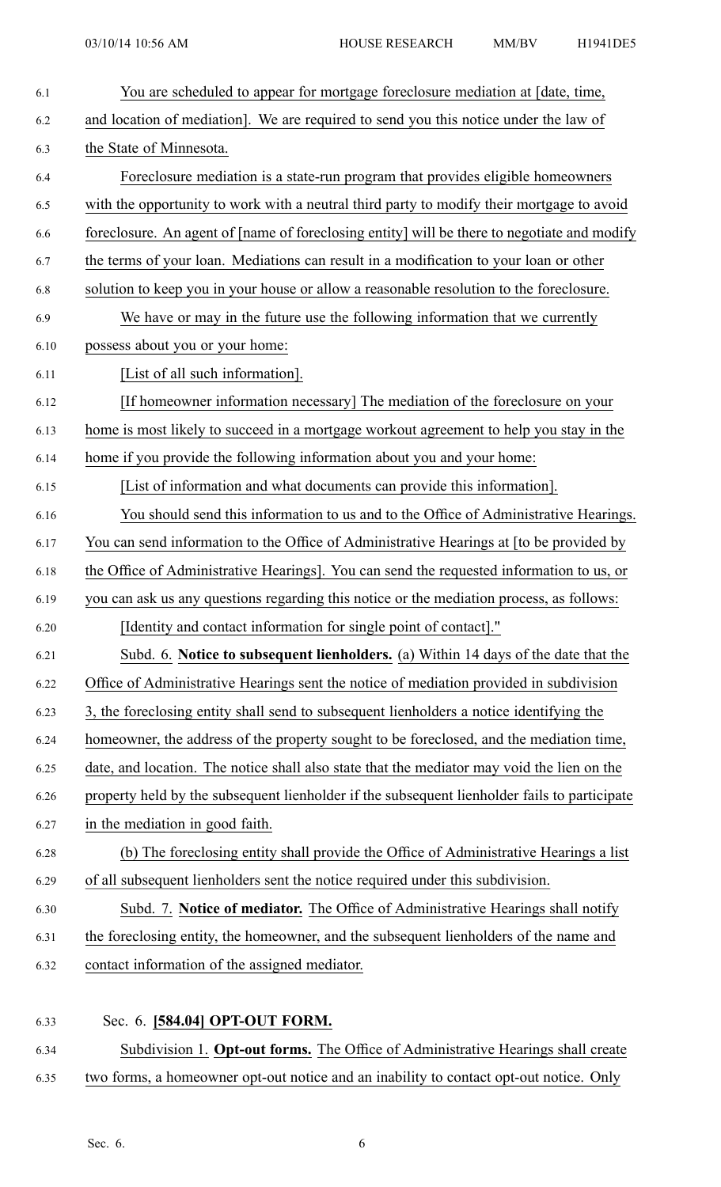You are scheduled to appear for mortgage foreclosure mediation at [date, time, and location of mediation]. We are required to send you this notice under the law of the State of Minnesota.

Foreclosure mediation is a state-run program that provides eligible homeowners with the opportunity to work with a neutral third party to modify their mortgage to avoid foreclosure. An agent of [name of foreclosing entity] will be there to negotiate and modify the terms of your loan. Mediations can result in a modification to your loan or other solution to keep you in your house or allow a reasonable resolution to the foreclosure.

We have or may in the future use the following information that we currently possess about you or your home:

[List of all such information].

[If homeowner information necessary] The mediation of the foreclosure on your home is most likely to succeed in a mortgage workout agreement to help you stay in the home if you provide the following information about you and your home:

[List of information and what documents can provide this information].

You should send this information to us and to the Office of Administrative Hearings. You can send information to the Office of Administrative Hearings at [to be provided by the Office of Administrative Hearings]. You can send the requested information to us, or you can ask us any questions regarding this notice or the mediation process, as follows:

[Identity and contact information for single point of contact]."

Subd. 6. **Notice to subsequent lienholders.** (a) Within 14 days of the date that the Office of Administrative Hearings sent the notice of mediation provided in subdivision 3, the foreclosing entity shall send to subsequent lienholders a notice identifying the homeowner, the address of the property sought to be foreclosed, and the mediation time, date, and location. The notice shall also state that the mediator may void the lien on the property held by the subsequent lienholder if the subsequent lienholder fails to participate in the mediation in good faith.

(b) The foreclosing entity shall provide the Office of Administrative Hearings a list of all subsequent lienholders sent the notice required under this subdivision.

Subd. 7. **Notice of mediator.** The Office of Administrative Hearings shall notify the foreclosing entity, the homeowner, and the subsequent lienholders of the name and contact information of the assigned mediator.

Sec. 6. **[584.04] OPT-OUT FORM.**

Subdivision 1. **Opt-out forms.** The Office of Administrative Hearings shall create two forms, a homeowner opt-out notice and an inability to contact opt-out notice. Only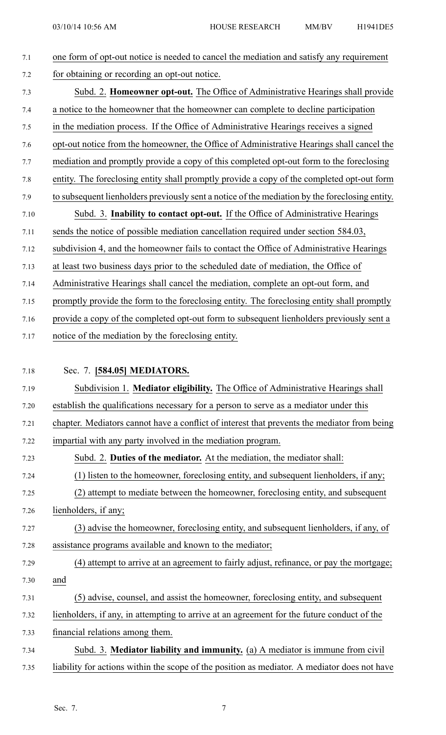one form of opt-out notice is needed to cancel the mediation and satisfy any requirement for obtaining or recording an opt-out notice.

Subd. 2. **Homeowner opt-out.** The Office of Administrative Hearings shall provide a notice to the homeowner that the homeowner can complete to decline participation in the mediation process. If the Office of Administrative Hearings receives a signed opt-out notice from the homeowner, the Office of Administrative Hearings shall cancel the mediation and promptly provide a copy of this completed opt-out form to the foreclosing entity. The foreclosing entity shall promptly provide a copy of the completed opt-out form to subsequent lienholders previously sent a notice of the mediation by the foreclosing entity.

Subd. 3. **Inability to contact opt-out.** If the Office of Administrative Hearings sends the notice of possible mediation cancellation required under section 584.03, subdivision 4, and the homeowner fails to contact the Office of Administrative Hearings at least two business days prior to the scheduled date of mediation, the Office of Administrative Hearings shall cancel the mediation, complete an opt-out form, and promptly provide the form to the foreclosing entity. The foreclosing entity shall promptly provide a copy of the completed opt-out form to subsequent lienholders previously sent a notice of the mediation by the foreclosing entity.

Sec. 7. **[584.05] MEDIATORS.**

Subdivision 1. **Mediator eligibility.** The Office of Administrative Hearings shall establish the qualifications necessary for a person to serve as a mediator under this chapter. Mediators cannot have a conflict of interest that prevents the mediator from being impartial with any party involved in the mediation program.

Subd. 2. **Duties of the mediator.** At the mediation, the mediator shall:

(1) listen to the homeowner, foreclosing entity, and subsequent lienholders, if any;

(2) attempt to mediate between the homeowner, foreclosing entity, and subsequent lienholders, if any;

(3) advise the homeowner, foreclosing entity, and subsequent lienholders, if any, of assistance programs available and known to the mediator;

(4) attempt to arrive at an agreement to fairly adjust, refinance, or pay the mortgage; and

(5) advise, counsel, and assist the homeowner, foreclosing entity, and subsequent lienholders, if any, in attempting to arrive at an agreement for the future conduct of the financial relations among them.

Subd. 3. **Mediator liability and immunity.** (a) A mediator is immune from civil liability for actions within the scope of the position as mediator. A mediator does not have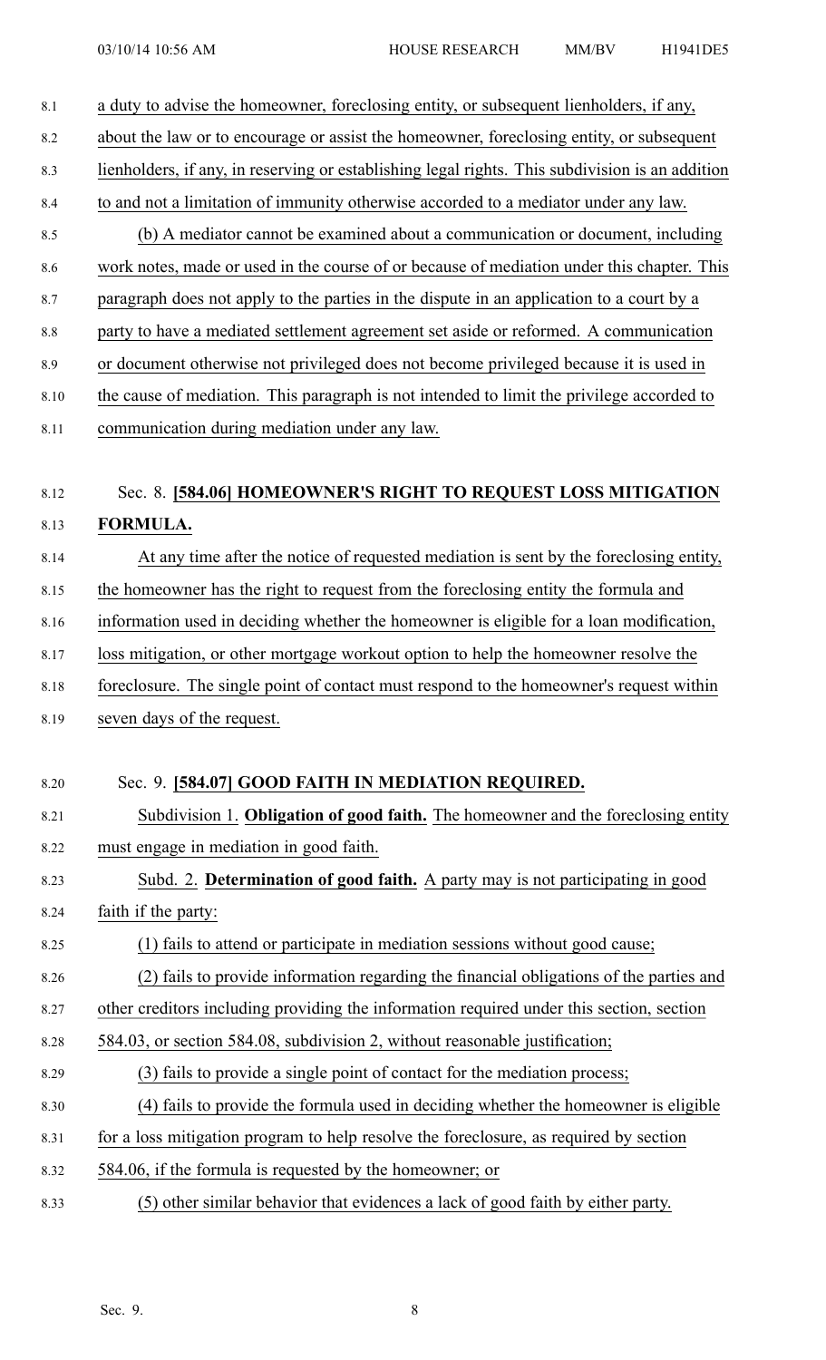a duty to advise the homeowner, foreclosing entity, or subsequent lienholders, if any, about the law or to encourage or assist the homeowner, foreclosing entity, or subsequent lienholders, if any, in reserving or establishing legal rights. This subdivision is an addition to and not a limitation of immunity otherwise accorded to a mediator under any law.

(b) A mediator cannot be examined about a communication or document, including work notes, made or used in the course of or because of mediation under this chapter. This paragraph does not apply to the parties in the dispute in an application to a court by a party to have a mediated settlement agreement set aside or reformed. A communication or document otherwise not privileged does not become privileged because it is used in the cause of mediation. This paragraph is not intended to limit the privilege accorded to communication during mediation under any law.

Sec. 8. **[584.06] HOMEOWNER'S RIGHT TO REQUEST LOSS MITIGATION FORMULA.**

At any time after the notice of requested mediation is sent by the foreclosing entity, the homeowner has the right to request from the foreclosing entity the formula and information used in deciding whether the homeowner is eligible for a loan modification, loss mitigation, or other mortgage workout option to help the homeowner resolve the foreclosure. The single point of contact must respond to the homeowner's request within seven days of the request.

Sec. 9. **[584.07] GOOD FAITH IN MEDIATION REQUIRED.**

Subdivision 1. **Obligation of good faith.** The homeowner and the foreclosing entity must engage in mediation in good faith.

Subd. 2. **Determination of good faith.** A party may is not participating in good faith if the party:

(1) fails to attend or participate in mediation sessions without good cause;

(2) fails to provide information regarding the financial obligations of the parties and other creditors including providing the information required under this section, section 584.03, or section 584.08, subdivision 2, without reasonable justification;

(3) fails to provide a single point of contact for the mediation process;

(4) fails to provide the formula used in deciding whether the homeowner is eligible for a loss mitigation program to help resolve the foreclosure, as required by section 584.06, if the formula is requested by the homeowner; or

(5) other similar behavior that evidences a lack of good faith by either party.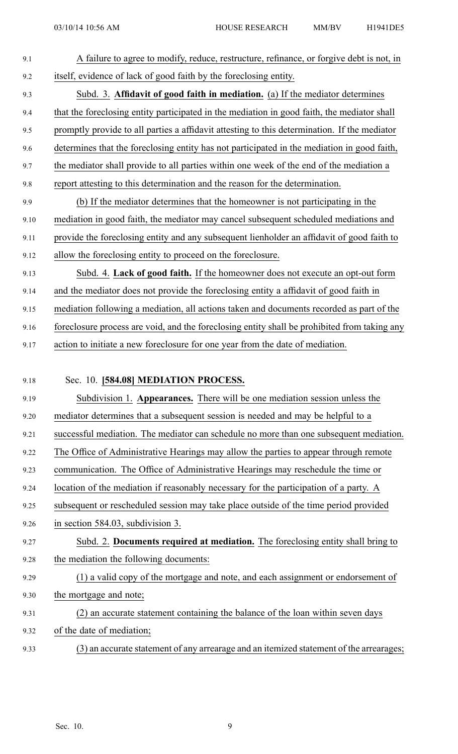A failure to agree to modify, reduce, restructure, refinance, or forgive debt is not, in itself, evidence of lack of good faith by the foreclosing entity.

Subd. 3. **Affidavit of good faith in mediation.** (a) If the mediator determines that the foreclosing entity participated in the mediation in good faith, the mediator shall promptly provide to all parties a affidavit attesting to this determination. If the mediator determines that the foreclosing entity has not participated in the mediation in good faith, the mediator shall provide to all parties within one week of the end of the mediation a report attesting to this determination and the reason for the determination.

(b) If the mediator determines that the homeowner is not participating in the mediation in good faith, the mediator may cancel subsequent scheduled mediations and provide the foreclosing entity and any subsequent lienholder an affidavit of good faith to allow the foreclosing entity to proceed on the foreclosure.

Subd. 4. **Lack of good faith.** If the homeowner does not execute an opt-out form and the mediator does not provide the foreclosing entity a affidavit of good faith in mediation following a mediation, all actions taken and documents recorded as part of the foreclosure process are void, and the foreclosing entity shall be prohibited from taking any action to initiate a new foreclosure for one year from the date of mediation.

## Sec. 10. **[584.08] MEDIATION PROCESS.**

Subdivision 1. **Appearances.** There will be one mediation session unless the mediator determines that a subsequent session is needed and may be helpful to a successful mediation. The mediator can schedule no more than one subsequent mediation. The Office of Administrative Hearings may allow the parties to appear through remote communication. The Office of Administrative Hearings may reschedule the time or location of the mediation if reasonably necessary for the participation of a party. A subsequent or rescheduled session may take place outside of the time period provided in section 584.03, subdivision 3.

Subd. 2. **Documents required at mediation.** The foreclosing entity shall bring to the mediation the following documents:

(1) a valid copy of the mortgage and note, and each assignment or endorsement of the mortgage and note;

(2) an accurate statement containing the balance of the loan within seven days of the date of mediation;

(3) an accurate statement of any arrearage and an itemized statement of the arrearages;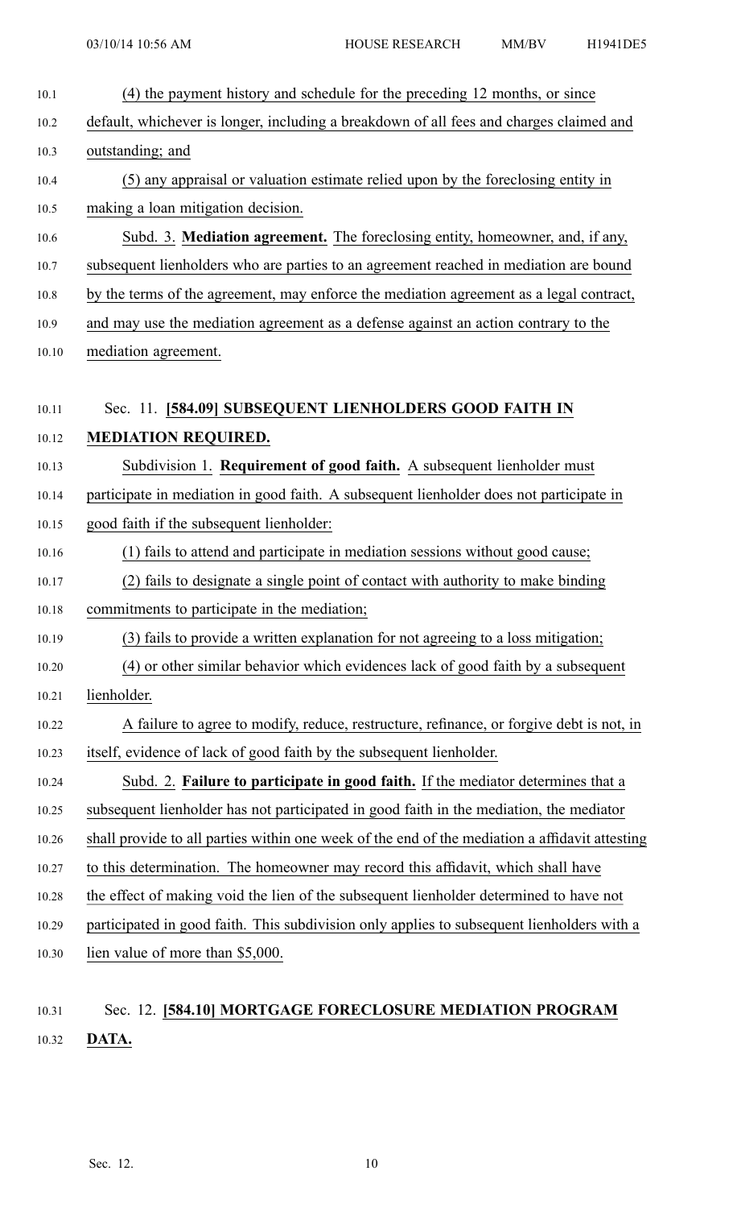(4) the payment history and schedule for the preceding 12 months, or since default, whichever is longer, including a breakdown of all fees and charges claimed and outstanding; and

(5) any appraisal or valuation estimate relied upon by the foreclosing entity in making a loan mitigation decision.

Subd. 3. **Mediation agreement.** The foreclosing entity, homeowner, and, if any, subsequent lienholders who are parties to an agreement reached in mediation are bound by the terms of the agreement, may enforce the mediation agreement as a legal contract, and may use the mediation agreement as a defense against an action contrary to the mediation agreement.

Sec. 11. **[584.09] SUBSEQUENT LIENHOLDERS GOOD FAITH IN MEDIATION REQUIRED.**

Subdivision 1. **Requirement of good faith.** A subsequent lienholder must participate in mediation in good faith. A subsequent lienholder does not participate in good faith if the subsequent lienholder:

(1) fails to attend and participate in mediation sessions without good cause;

(2) fails to designate a single point of contact with authority to make binding commitments to participate in the mediation;

(3) fails to provide a written explanation for not agreeing to a loss mitigation;

(4) or other similar behavior which evidences lack of good faith by a subsequent lienholder.

A failure to agree to modify, reduce, restructure, refinance, or forgive debt is not, in itself, evidence of lack of good faith by the subsequent lienholder.

Subd. 2. **Failure to participate in good faith.** If the mediator determines that a subsequent lienholder has not participated in good faith in the mediation, the mediator shall provide to all parties within one week of the end of the mediation a affidavit attesting to this determination. The homeowner may record this affidavit, which shall have the effect of making void the lien of the subsequent lienholder determined to have not participated in good faith. This subdivision only applies to subsequent lienholders with a lien value of more than $5,000.

Sec. 12. **[584.10] MORTGAGE FORECLOSURE MEDIATION PROGRAM DATA.**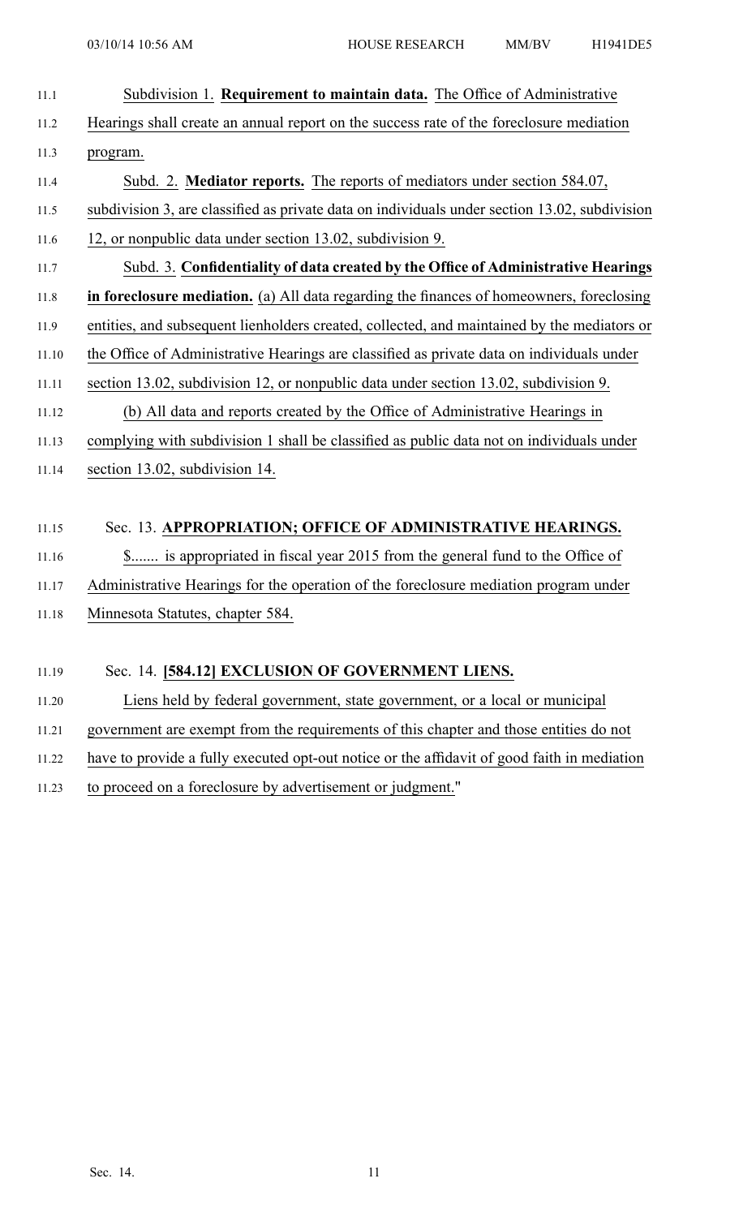Subdivision 1. **Requirement to maintain data.** The Office of Administrative Hearings shall create an annual report on the success rate of the foreclosure mediation program.

Subd. 2. **Mediator reports.** The reports of mediators under section 584.07, subdivision 3, are classified as private data on individuals under section 13.02, subdivision 12, or nonpublic data under section 13.02, subdivision 9.

Subd. 3. **Confidentiality of data created by the Office of Administrative Hearings in foreclosure mediation.** (a) All data regarding the finances of homeowners, foreclosing entities, and subsequent lienholders created, collected, and maintained by the mediators or the Office of Administrative Hearings are classified as private data on individuals under section 13.02, subdivision 12, or nonpublic data under section 13.02, subdivision 9.

(b) All data and reports created by the Office of Administrative Hearings in complying with subdivision 1 shall be classified as public data not on individuals under section 13.02, subdivision 14.

Sec. 13. **APPROPRIATION; OFFICE OF ADMINISTRATIVE HEARINGS.**

$....... is appropriated in fiscal year 2015 from the general fund to the Office of Administrative Hearings for the operation of the foreclosure mediation program under Minnesota Statutes, chapter 584.

Sec. 14. **[584.12] EXCLUSION OF GOVERNMENT LIENS.**

Liens held by federal government, state government, or a local or municipal government are exempt from the requirements of this chapter and those entities do not have to provide a fully executed opt-out notice or the affidavit of good faith in mediation to proceed on a foreclosure by advertisement or judgment."